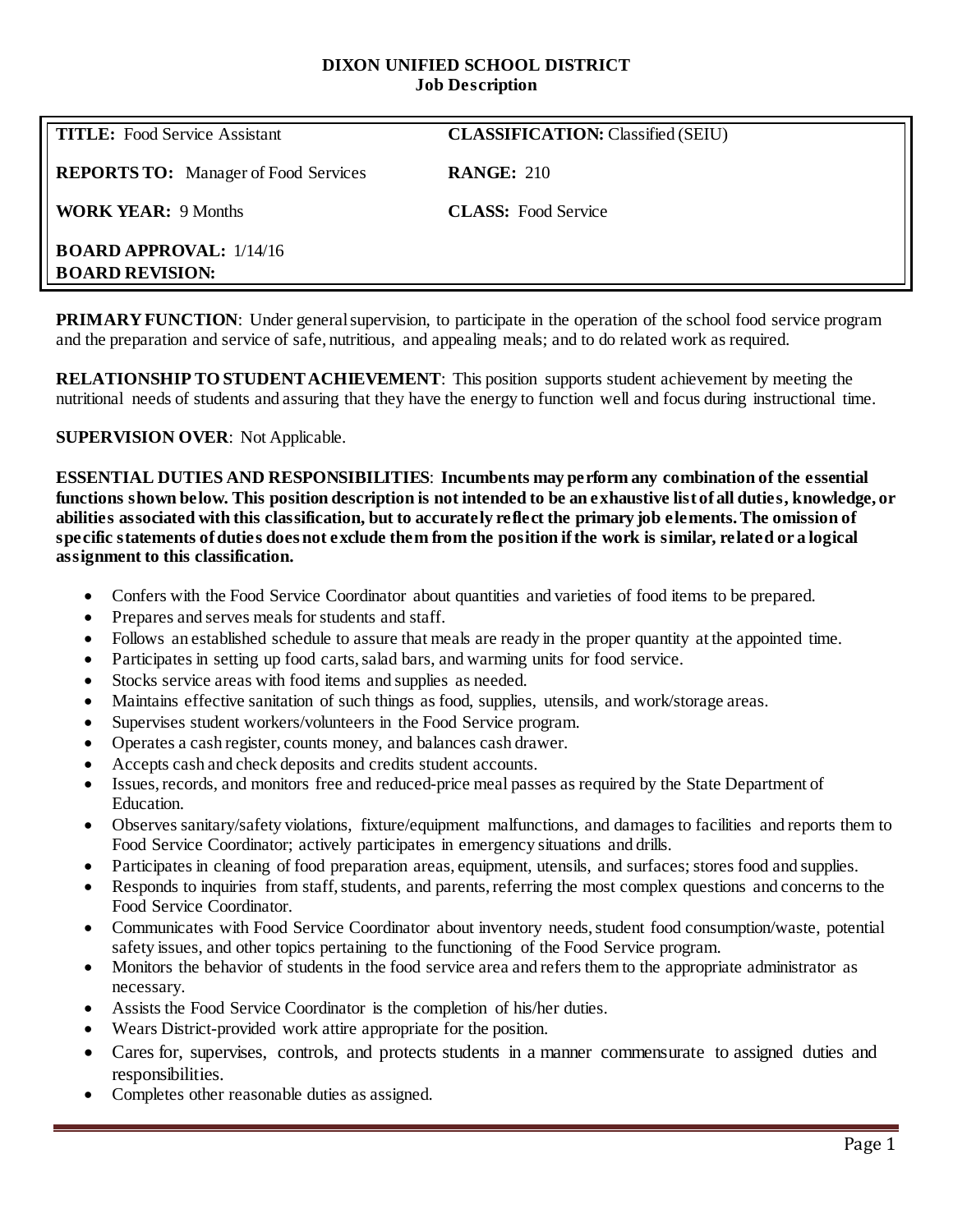**DIXON UNIFIED SCHOOL DISTRICT**
**Job Description**

| | |
|---|---|
| **TITLE:** Food Service Assistant | **CLASSIFICATION:** Classified (SEIU) |
| **REPORTS TO:** Manager of Food Services | **RANGE:** 210 |
| **WORK YEAR:** 9 Months | **CLASS:** Food Service |
| **BOARD APPROVAL:** 1/14/16<br>**BOARD REVISION:** | |

**PRIMARY FUNCTION**: Under general supervision, to participate in the operation of the school food service program and the preparation and service of safe, nutritious, and appealing meals; and to do related work as required.

**RELATIONSHIP TO STUDENT ACHIEVEMENT**: This position supports student achievement by meeting the nutritional needs of students and assuring that they have the energy to function well and focus during instructional time.

**SUPERVISION OVER**: Not Applicable.

**ESSENTIAL DUTIES AND RESPONSIBILITIES**: **Incumbents may perform any combination of the essential functions shown below. This position description is not intended to be an exhaustive list of all duties, knowledge, or abilities associated with this classification, but to accurately reflect the primary job elements. The omission of specific statements of duties does not exclude them from the position if the work is similar, related or a logical assignment to this classification.**

- Confers with the Food Service Coordinator about quantities and varieties of food items to be prepared.
- Prepares and serves meals for students and staff.
- Follows an established schedule to assure that meals are ready in the proper quantity at the appointed time.
- Participates in setting up food carts, salad bars, and warming units for food service.
- Stocks service areas with food items and supplies as needed.
- Maintains effective sanitation of such things as food, supplies, utensils, and work/storage areas.
- Supervises student workers/volunteers in the Food Service program.
- Operates a cash register, counts money, and balances cash drawer.
- Accepts cash and check deposits and credits student accounts.
- Issues, records, and monitors free and reduced-price meal passes as required by the State Department of Education.
- Observes sanitary/safety violations, fixture/equipment malfunctions, and damages to facilities and reports them to Food Service Coordinator; actively participates in emergency situations and drills.
- Participates in cleaning of food preparation areas, equipment, utensils, and surfaces; stores food and supplies.
- Responds to inquiries from staff, students, and parents, referring the most complex questions and concerns to the Food Service Coordinator.
- Communicates with Food Service Coordinator about inventory needs, student food consumption/waste, potential safety issues, and other topics pertaining to the functioning of the Food Service program.
- Monitors the behavior of students in the food service area and refers them to the appropriate administrator as necessary.
- Assists the Food Service Coordinator is the completion of his/her duties.
- Wears District-provided work attire appropriate for the position.
- Cares for, supervises, controls, and protects students in a manner commensurate to assigned duties and responsibilities.
- Completes other reasonable duties as assigned.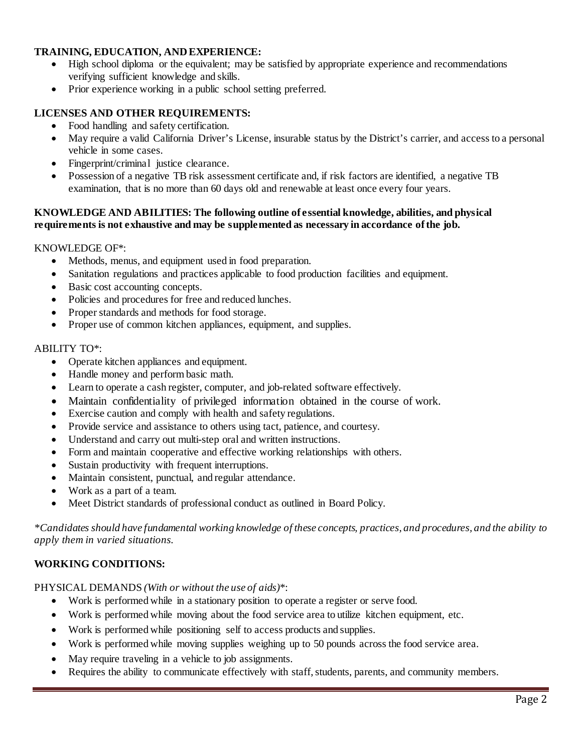**TRAINING, EDUCATION, AND EXPERIENCE:**

- High school diploma or the equivalent; may be satisfied by appropriate experience and recommendations verifying sufficient knowledge and skills.
- Prior experience working in a public school setting preferred.

**LICENSES AND OTHER REQUIREMENTS:**

- Food handling and safety certification.
- May require a valid California Driver's License, insurable status by the District's carrier, and access to a personal vehicle in some cases.
- Fingerprint/criminal justice clearance.
- Possession of a negative TB risk assessment certificate and, if risk factors are identified, a negative TB examination, that is no more than 60 days old and renewable at least once every four years.

**KNOWLEDGE AND ABILITIES: The following outline of essential knowledge, abilities, and physical requirements is not exhaustive and may be supplemented as necessary in accordance of the job.**

KNOWLEDGE OF*:

- Methods, menus, and equipment used in food preparation.
- Sanitation regulations and practices applicable to food production facilities and equipment.
- Basic cost accounting concepts.
- Policies and procedures for free and reduced lunches.
- Proper standards and methods for food storage.
- Proper use of common kitchen appliances, equipment, and supplies.

ABILITY TO*:

- Operate kitchen appliances and equipment.
- Handle money and perform basic math.
- Learn to operate a cash register, computer, and job-related software effectively.
- Maintain confidentiality of privileged information obtained in the course of work.
- Exercise caution and comply with health and safety regulations.
- Provide service and assistance to others using tact, patience, and courtesy.
- Understand and carry out multi-step oral and written instructions.
- Form and maintain cooperative and effective working relationships with others.
- Sustain productivity with frequent interruptions.
- Maintain consistent, punctual, and regular attendance.
- Work as a part of a team.
- Meet District standards of professional conduct as outlined in Board Policy.

*\*Candidates should have fundamental working knowledge of these concepts, practices, and procedures, and the ability to apply them in varied situations.*

**WORKING CONDITIONS:**

PHYSICAL DEMANDS *(With or without the use of aids)*\*:

- Work is performed while in a stationary position to operate a register or serve food.
- Work is performed while moving about the food service area to utilize kitchen equipment, etc.
- Work is performed while positioning self to access products and supplies.
- Work is performed while moving supplies weighing up to 50 pounds across the food service area.
- May require traveling in a vehicle to job assignments.
- Requires the ability to communicate effectively with staff, students, parents, and community members.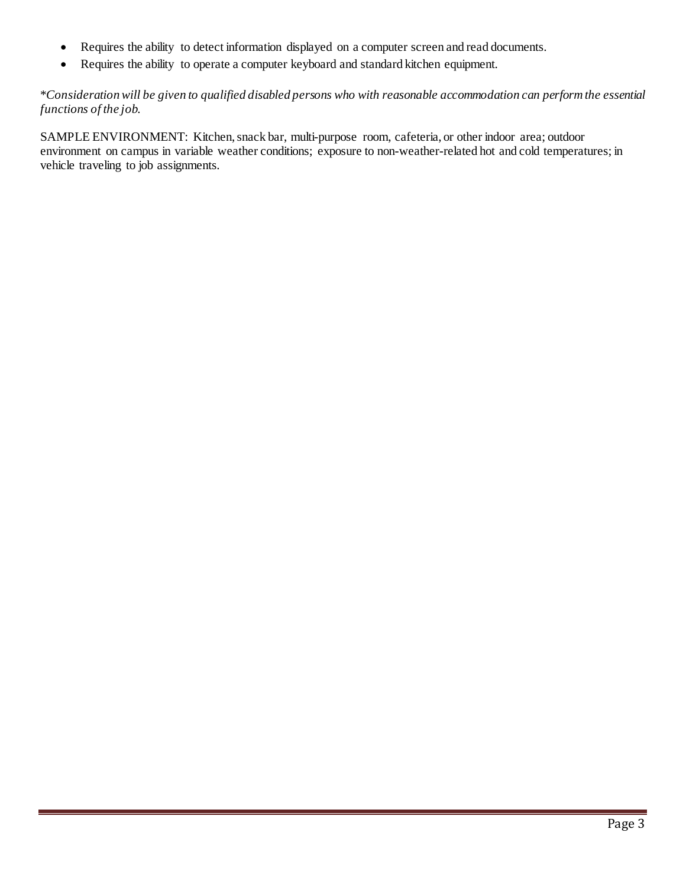- Requires the ability to detect information displayed on a computer screen and read documents.
- Requires the ability to operate a computer keyboard and standard kitchen equipment.

*\*Consideration will be given to qualified disabled persons who with reasonable accommodation can perform the essential functions of the job.*

SAMPLE ENVIRONMENT: Kitchen, snack bar, multi-purpose room, cafeteria, or other indoor area; outdoor environment on campus in variable weather conditions; exposure to non-weather-related hot and cold temperatures; in vehicle traveling to job assignments.